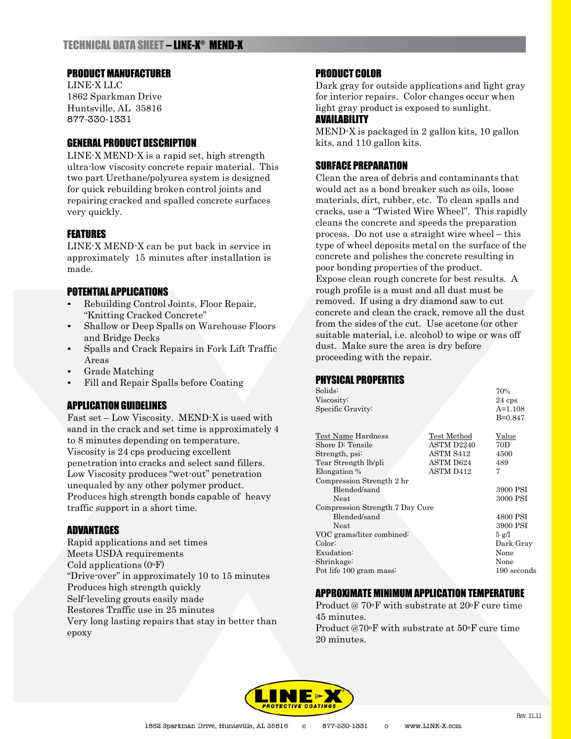# TECHNICAL DATA SHEET – LINE-X® MEND-X

## PRODUCT MANUFACTURER

LINE-X LLC
1862 Sparkman Drive
Huntsville, AL 35816
877-330-1331

## GENERAL PRODUCT DESCRIPTION

LINE-X MEND-X is a rapid set, high strength ultra-low viscosity concrete repair material. This two part Urethane/polyurea system is designed for quick rebuilding broken control joints and repairing cracked and spalled concrete surfaces very quickly.

## FEATURES

LINE-X MEND-X can be put back in service in approximately 15 minutes after installation is made.

## POTENTIAL APPLICATIONS

- Rebuilding Control Joints, Floor Repair, "Knitting Cracked Concrete"
- Shallow or Deep Spalls on Warehouse Floors and Bridge Decks
- Spalls and Crack Repairs in Fork Lift Traffic Areas
- Grade Matching
- Fill and Repair Spalls before Coating

## APPLICATION GUIDELINES

Fast set – Low Viscosity. MEND-X is used with sand in the crack and set time is approximately 4 to 8 minutes depending on temperature. Viscosity is 24 cps producing excellent penetration into cracks and select sand fillers. Low Viscosity produces "wet-out" penetration unequaled by any other polymer product. Produces high strength bonds capable of heavy traffic support in a short time.

## ADVANTAGES

Rapid applications and set times
Meets USDA requirements
Cold applications (0°F)
"Drive-over" in approximately 10 to 15 minutes
Produces high strength quickly
Self-leveling grouts easily made
Restores Traffic use in 25 minutes
Very long lasting repairs that stay in better than epoxy

## PRODUCT COLOR

Dark gray for outside applications and light gray for interior repairs. Color changes occur when light gray product is exposed to sunlight.

## AVAILABILITY

MEND-X is packaged in 2 gallon kits, 10 gallon kits, and 110 gallon kits.

## SURFACE PREPARATION

Clean the area of debris and contaminants that would act as a bond breaker such as oils, loose materials, dirt, rubber, etc. To clean spalls and cracks, use a "Twisted Wire Wheel". This rapidly cleans the concrete and speeds the preparation process. Do not use a straight wire wheel – this type of wheel deposits metal on the surface of the concrete and polishes the concrete resulting in poor bonding properties of the product.
Expose clean rough concrete for best results. A rough profile is a must and all dust must be removed. If using a dry diamond saw to cut concrete and clean the crack, remove all the dust from the sides of the cut. Use acetone (or other suitable material, i.e. alcohol) to wipe or was off dust. Make sure the area is dry before proceeding with the repair.

## PHYSICAL PROPERTIES

| | | |
|---|---|---|
| Solids: | | 70% |
| Viscosity: | | 24 cps |
| Specific Gravity: | | A=1.108<br>B=0.847 |
| Test Name Hardness | Test Method | Value |
| Shore D: Tensile | ASTM D2240 | 70D |
| Strength, psi: | ASTM S412 | 4500 |
| Tear Strength lb/pli | ASTM D624 | 489 |
| Elongation % | ASTM D412 | 7 |
| Compression Strength 2 hr | | |
| Blended/sand | | 3900 PSI |
| Neat | | 3000 PSI |
| Compression Strength 7 Day Cure | | |
| Blended/sand | | 4800 PSI |
| Neat | | 3900 PSI |
| VOC grams/liter combined: | | 5 g/l |
| Color: | | Dark Gray |
| Exudation: | | None |
| Shrinkage: | | None |
| Pot life 100 gram mass: | | 190 seconds |

## APPROXIMATE MINIMUM APPLICATION TEMPERATURE

Product @ 70°F with substrate at 20°F cure time 45 minutes.
Product @70°F with substrate at 50°F cure time 20 minutes.

Rev. 11.11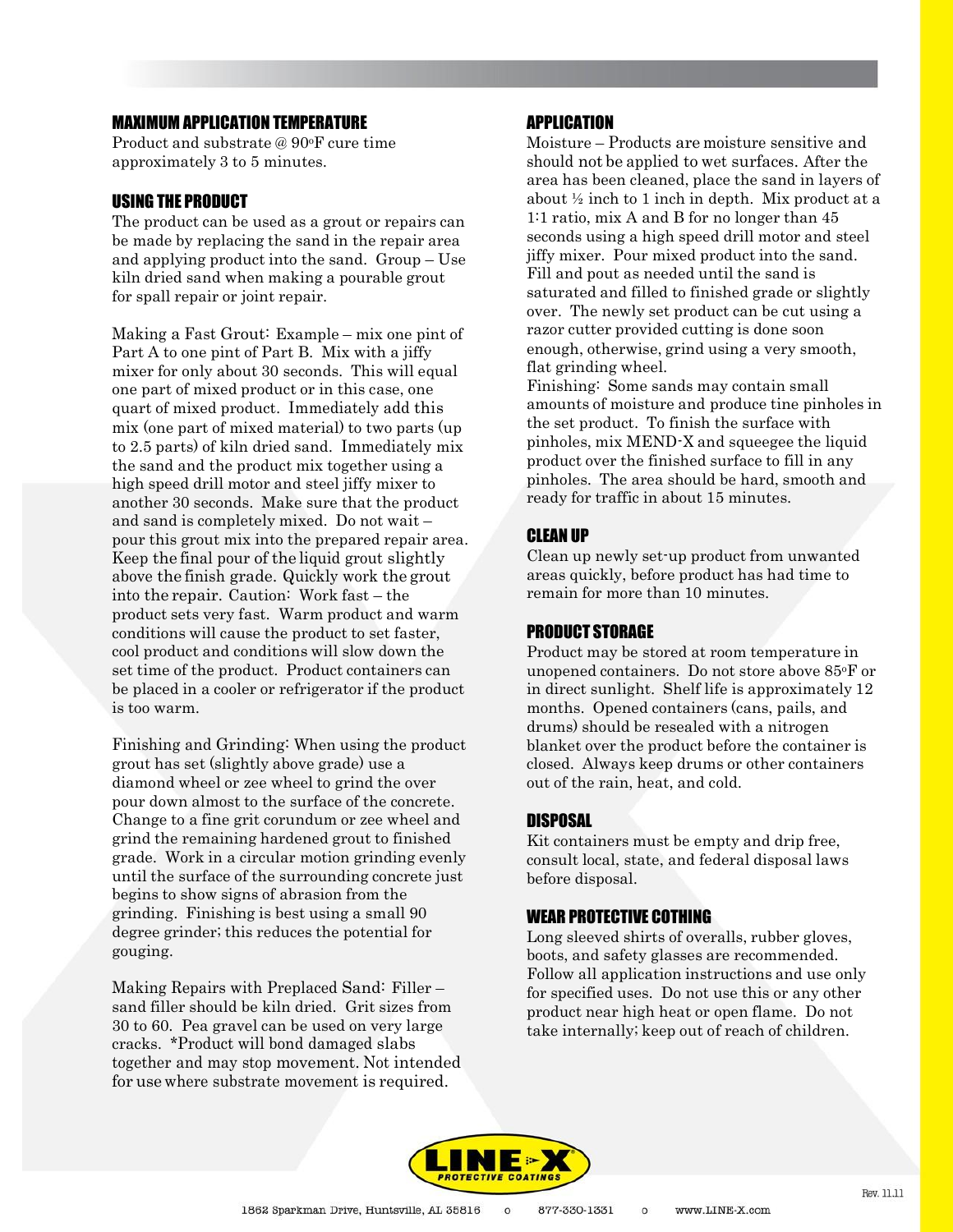## MAXIMUM APPLICATION TEMPERATURE

Product and substrate @ 90°F cure time approximately 3 to 5 minutes.

## USING THE PRODUCT

The product can be used as a grout or repairs can be made by replacing the sand in the repair area and applying product into the sand. Group – Use kiln dried sand when making a pourable grout for spall repair or joint repair.

Making a Fast Grout: Example – mix one pint of Part A to one pint of Part B. Mix with a jiffy mixer for only about 30 seconds. This will equal one part of mixed product or in this case, one quart of mixed product. Immediately add this mix (one part of mixed material) to two parts (up to 2.5 parts) of kiln dried sand. Immediately mix the sand and the product mix together using a high speed drill motor and steel jiffy mixer to another 30 seconds. Make sure that the product and sand is completely mixed. Do not wait – pour this grout mix into the prepared repair area. Keep the final pour of the liquid grout slightly above the finish grade. Quickly work the grout into the repair. Caution: Work fast – the product sets very fast. Warm product and warm conditions will cause the product to set faster, cool product and conditions will slow down the set time of the product. Product containers can be placed in a cooler or refrigerator if the product is too warm.

Finishing and Grinding: When using the product grout has set (slightly above grade) use a diamond wheel or zee wheel to grind the over pour down almost to the surface of the concrete. Change to a fine grit corundum or zee wheel and grind the remaining hardened grout to finished grade. Work in a circular motion grinding evenly until the surface of the surrounding concrete just begins to show signs of abrasion from the grinding. Finishing is best using a small 90 degree grinder; this reduces the potential for gouging.

Making Repairs with Preplaced Sand: Filler – sand filler should be kiln dried. Grit sizes from 30 to 60. Pea gravel can be used on very large cracks. *Product will bond damaged slabs together and may stop movement. Not intended for use where substrate movement is required.

## APPLICATION

Moisture – Products are moisture sensitive and should not be applied to wet surfaces. After the area has been cleaned, place the sand in layers of about ½ inch to 1 inch in depth. Mix product at a 1:1 ratio, mix A and B for no longer than 45 seconds using a high speed drill motor and steel jiffy mixer. Pour mixed product into the sand. Fill and pout as needed until the sand is saturated and filled to finished grade or slightly over. The newly set product can be cut using a razor cutter provided cutting is done soon enough, otherwise, grind using a very smooth, flat grinding wheel.
Finishing: Some sands may contain small amounts of moisture and produce tine pinholes in the set product. To finish the surface with pinholes, mix MEND-X and squeegee the liquid product over the finished surface to fill in any pinholes. The area should be hard, smooth and ready for traffic in about 15 minutes.

## CLEAN UP

Clean up newly set-up product from unwanted areas quickly, before product has had time to remain for more than 10 minutes.

## PRODUCT STORAGE

Product may be stored at room temperature in unopened containers. Do not store above 85°F or in direct sunlight. Shelf life is approximately 12 months. Opened containers (cans, pails, and drums) should be resealed with a nitrogen blanket over the product before the container is closed. Always keep drums or other containers out of the rain, heat, and cold.

## DISPOSAL

Kit containers must be empty and drip free, consult local, state, and federal disposal laws before disposal.

## WEAR PROTECTIVE COTHING

Long sleeved shirts of overalls, rubber gloves, boots, and safety glasses are recommended. Follow all application instructions and use only for specified uses. Do not use this or any other product near high heat or open flame. Do not take internally; keep out of reach of children.

LINE-X PROTECTIVE COATINGS

1862 Sparkman Drive, Huntsville, AL 35816 o 877-330-1331 o www.LINE-X.com

Rev. 11.11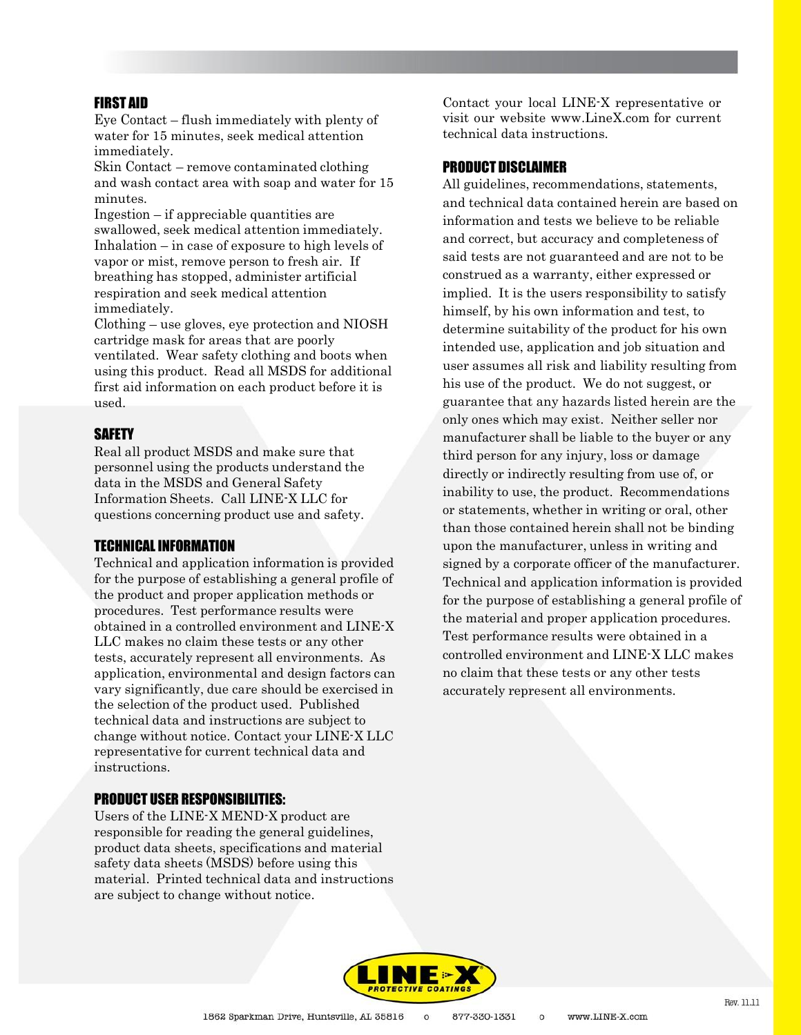## FIRST AID

Eye Contact – flush immediately with plenty of water for 15 minutes, seek medical attention immediately.
Skin Contact – remove contaminated clothing and wash contact area with soap and water for 15 minutes.
Ingestion – if appreciable quantities are swallowed, seek medical attention immediately.
Inhalation – in case of exposure to high levels of vapor or mist, remove person to fresh air. If breathing has stopped, administer artificial respiration and seek medical attention immediately.
Clothing – use gloves, eye protection and NIOSH cartridge mask for areas that are poorly ventilated. Wear safety clothing and boots when using this product. Read all MSDS for additional first aid information on each product before it is used.

## SAFETY

Real all product MSDS and make sure that personnel using the products understand the data in the MSDS and General Safety Information Sheets. Call LINE-X LLC for questions concerning product use and safety.

## TECHNICAL INFORMATION

Technical and application information is provided for the purpose of establishing a general profile of the product and proper application methods or procedures. Test performance results were obtained in a controlled environment and LINE-X LLC makes no claim these tests or any other tests, accurately represent all environments. As application, environmental and design factors can vary significantly, due care should be exercised in the selection of the product used. Published technical data and instructions are subject to change without notice. Contact your LINE-X LLC representative for current technical data and instructions.

## PRODUCT USER RESPONSIBILITIES:

Users of the LINE-X MEND-X product are responsible for reading the general guidelines, product data sheets, specifications and material safety data sheets (MSDS) before using this material. Printed technical data and instructions are subject to change without notice.

Contact your local LINE-X representative or visit our website www.LineX.com for current technical data instructions.

## PRODUCT DISCLAIMER

All guidelines, recommendations, statements, and technical data contained herein are based on information and tests we believe to be reliable and correct, but accuracy and completeness of said tests are not guaranteed and are not to be construed as a warranty, either expressed or implied. It is the users responsibility to satisfy himself, by his own information and test, to determine suitability of the product for his own intended use, application and job situation and user assumes all risk and liability resulting from his use of the product. We do not suggest, or guarantee that any hazards listed herein are the only ones which may exist. Neither seller nor manufacturer shall be liable to the buyer or any third person for any injury, loss or damage directly or indirectly resulting from use of, or inability to use, the product. Recommendations or statements, whether in writing or oral, other than those contained herein shall not be binding upon the manufacturer, unless in writing and signed by a corporate officer of the manufacturer. Technical and application information is provided for the purpose of establishing a general profile of the material and proper application procedures. Test performance results were obtained in a controlled environment and LINE-X LLC makes no claim that these tests or any other tests accurately represent all environments.

LINE-X PROTECTIVE COATINGS

1862 Sparkman Drive, Huntsville, AL 35816 o 877-330-1331 o www.LINE-X.com

Rev. 11.11